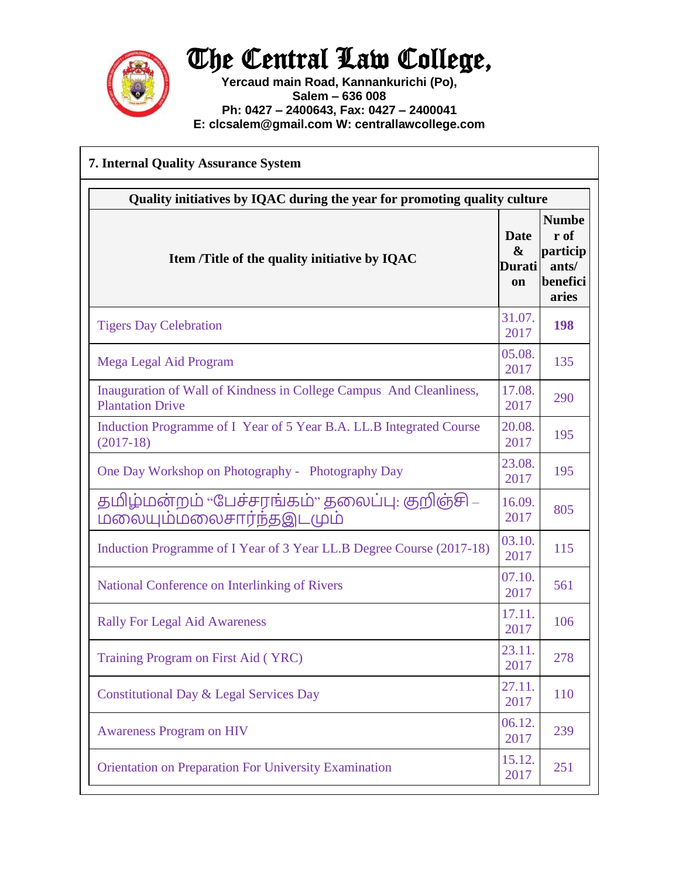# The Central Law College,

**Yercaud main Road, Kannankurichi (Po),**
**Salem – 636 008**
**Ph: 0427 – 2400643, Fax: 0427 – 2400041**
**E: clcsalem@gmail.com W: centrallawcollege.com**

## 7. Internal Quality Assurance System

| Quality initiatives by IQAC during the year for promoting quality culture | | |
|---|---|---|
| **Item /Title of the quality initiative by IQAC** | **Date & Duration** | **Number of participants/ beneficiaries** |
| Tigers Day Celebration | 31.07.2017 | **198** |
| Mega Legal Aid Program | 05.08.2017 | 135 |
| Inauguration of Wall of Kindness in College Campus And Cleanliness, Plantation Drive | 17.08.2017 | 290 |
| Induction Programme of I Year of 5 Year B.A. LL.B Integrated Course (2017-18) | 20.08.2017 | 195 |
| One Day Workshop on Photography - Photography Day | 23.08.2017 | 195 |
| தமிழ்மன்றம் "பேச்சரங்கம்" தலைப்பு: குறிஞ்சி – மலையும்மலைசார்ந்தஇடமும் | 16.09.2017 | 805 |
| Induction Programme of I Year of 3 Year LL.B Degree Course (2017-18) | 03.10.2017 | 115 |
| National Conference on Interlinking of Rivers | 07.10.2017 | 561 |
| Rally For Legal Aid Awareness | 17.11.2017 | 106 |
| Training Program on First Aid ( YRC) | 23.11.2017 | 278 |
| Constitutional Day & Legal Services Day | 27.11.2017 | 110 |
| Awareness Program on HIV | 06.12.2017 | 239 |
| Orientation on Preparation For University Examination | 15.12.2017 | 251 |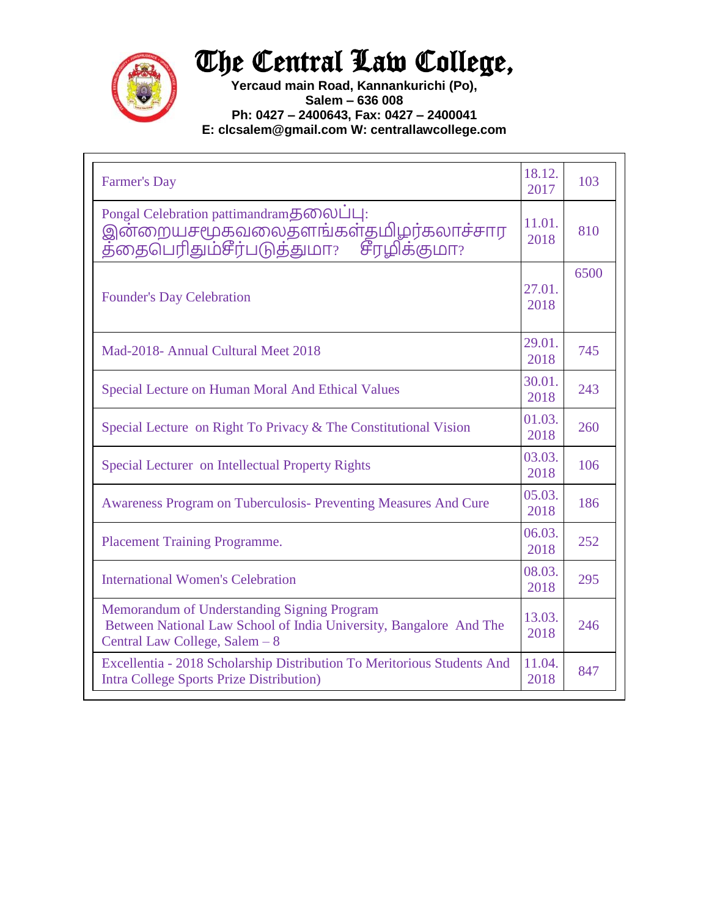# The Central Law College,

**Yercaud main Road, Kannankurichi (Po),**
**Salem – 636 008**
**Ph: 0427 – 2400643, Fax: 0427 – 2400041**
**E: clcsalem@gmail.com W: centrallawcollege.com**

| | | |
|---|---|---|
| Farmer's Day | 18.12.2017 | 103 |
| Pongal Celebration pattimandramதலைப்பு: இன்றையசமூகவலைதளங்கள்தமிழர்கலாச்சாரத்தைபெரிதும்சீர்படுத்துமா? சீரழிக்குமா? | 11.01.2018 | 810 |
| Founder's Day Celebration | 27.01.2018 | 6500 |
| Mad-2018- Annual Cultural Meet 2018 | 29.01.2018 | 745 |
| Special Lecture on Human Moral And Ethical Values | 30.01.2018 | 243 |
| Special Lecture on Right To Privacy & The Constitutional Vision | 01.03.2018 | 260 |
| Special Lecturer on Intellectual Property Rights | 03.03.2018 | 106 |
| Awareness Program on Tuberculosis- Preventing Measures And Cure | 05.03.2018 | 186 |
| Placement Training Programme. | 06.03.2018 | 252 |
| International Women's Celebration | 08.03.2018 | 295 |
| Memorandum of Understanding Signing Program Between National Law School of India University, Bangalore And The Central Law College, Salem – 8 | 13.03.2018 | 246 |
| Excellentia - 2018 Scholarship Distribution To Meritorious Students And Intra College Sports Prize Distribution) | 11.04.2018 | 847 |